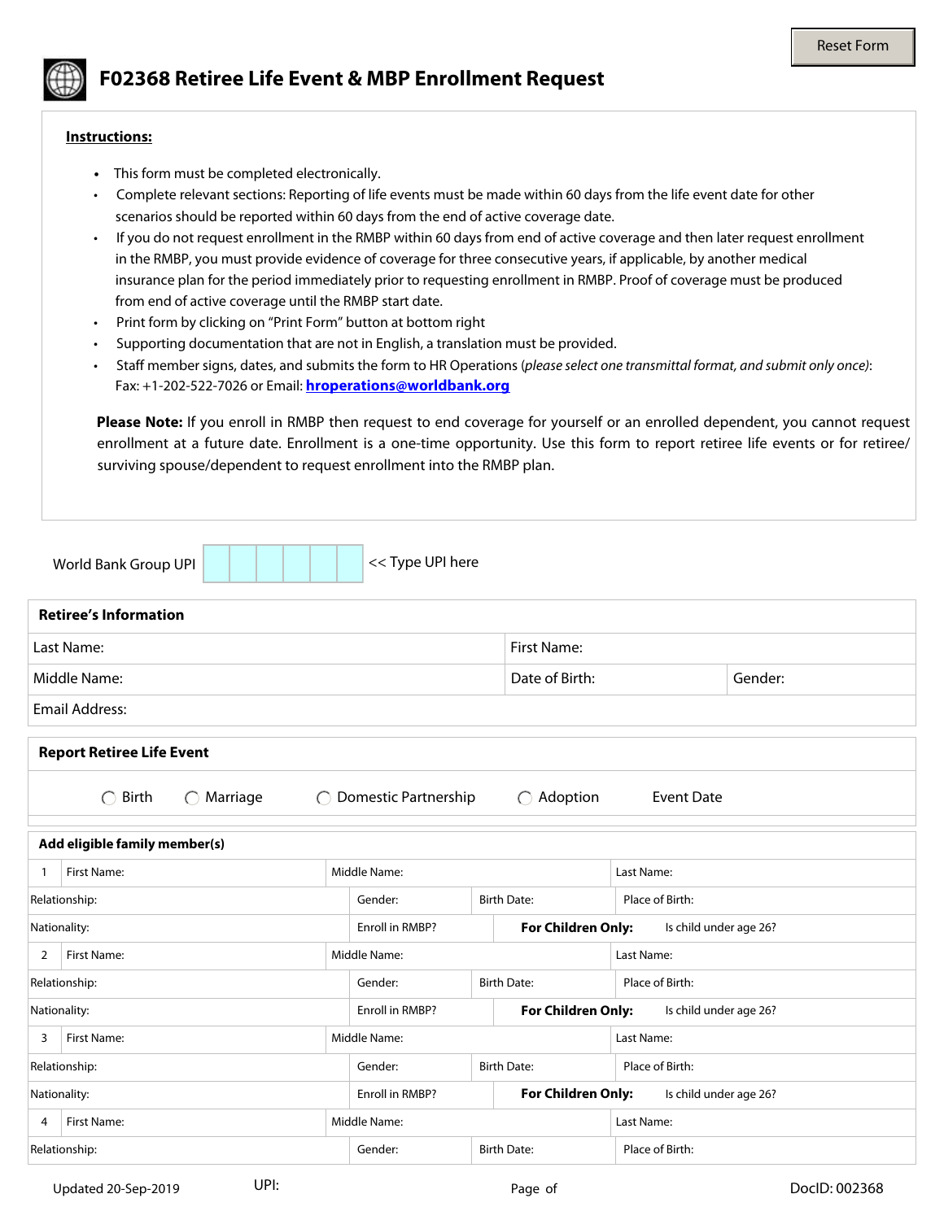Reset Form

# F02368 Retiree Life Event & MBP Enrollment Request

**Instructions:**

- This form must be completed electronically.
- Complete relevant sections: Reporting of life events must be made within 60 days from the life event date for other scenarios should be reported within 60 days from the end of active coverage date.
- If you do not request enrollment in the RMBP within 60 days from end of active coverage and then later request enrollment in the RMBP, you must provide evidence of coverage for three consecutive years, if applicable, by another medical insurance plan for the period immediately prior to requesting enrollment in RMBP. Proof of coverage must be produced from end of active coverage until the RMBP start date.
- Print form by clicking on "Print Form" button at bottom right
- Supporting documentation that are not in English, a translation must be provided.
- Staff member signs, dates, and submits the form to HR Operations (*please select one transmittal format, and submit only once)*: Fax: +1-202-522-7026 or Email: **hroperations@worldbank.org**

**Please Note:** If you enroll in RMBP then request to end coverage for yourself or an enrolled dependent, you cannot request enrollment at a future date. Enrollment is a one-time opportunity. Use this form to report retiree life events or for retiree/ surviving spouse/dependent to request enrollment into the RMBP plan.

World Bank Group UPI | | | | | | | << Type UPI here

## Retiree's Information

| Last Name: | First Name: | |
|---|---|---|
| Middle Name: | Date of Birth: | Gender: |
| Email Address: | | |

## Report Retiree Life Event

◯ Birth ◯ Marriage ◯ Domestic Partnership ◯ Adoption Event Date

## Add eligible family member(s)

| 1 First Name: | | Middle Name: | | Last Name: |
|---|---|---|---|---|
| Relationship: | Gender: | Birth Date: | | Place of Birth: |
| Nationality: | Enroll in RMBP? | **For Children Only:** | | Is child under age 26? |
| 2 First Name: | | Middle Name: | | Last Name: |
| Relationship: | Gender: | Birth Date: | | Place of Birth: |
| Nationality: | Enroll in RMBP? | **For Children Only:** | | Is child under age 26? |
| 3 First Name: | | Middle Name: | | Last Name: |
| Relationship: | Gender: | Birth Date: | | Place of Birth: |
| Nationality: | Enroll in RMBP? | **For Children Only:** | | Is child under age 26? |
| 4 First Name: | | Middle Name: | | Last Name: |
| Relationship: | Gender: | Birth Date: | | Place of Birth: |

Updated 20-Sep-2019 UPI: DocID: 002368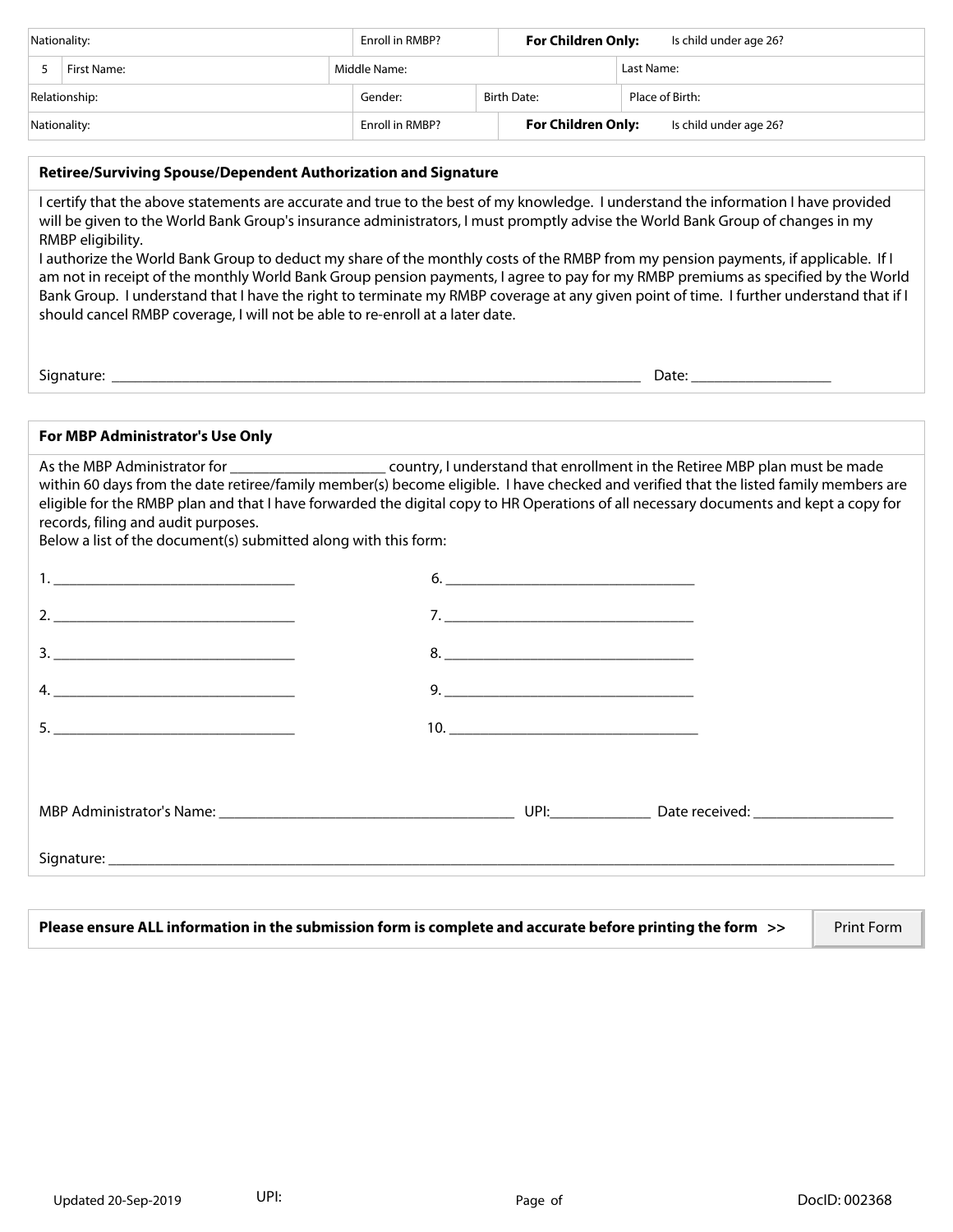| Nationality: | | Enroll in RMBP? | | **For Children Only:** | Is child under age 26? |
|---|---|---|---|---|---|
| 5 | First Name: | Middle Name: | | Last Name: | |
| Relationship: | | Gender: | Birth Date: | Place of Birth: | |
| Nationality: | | Enroll in RMBP? | | **For Children Only:** | Is child under age 26? |

### Retiree/Surviving Spouse/Dependent Authorization and Signature

I certify that the above statements are accurate and true to the best of my knowledge. I understand the information I have provided will be given to the World Bank Group's insurance administrators, I must promptly advise the World Bank Group of changes in my RMBP eligibility.

I authorize the World Bank Group to deduct my share of the monthly costs of the RMBP from my pension payments, if applicable. If I am not in receipt of the monthly World Bank Group pension payments, I agree to pay for my RMBP premiums as specified by the World Bank Group. I understand that I have the right to terminate my RMBP coverage at any given point of time. I further understand that if I should cancel RMBP coverage, I will not be able to re-enroll at a later date.

Signature: ______________________________________________ Date: ________________

### For MBP Administrator's Use Only

As the MBP Administrator for ____________________ country, I understand that enrollment in the Retiree MBP plan must be made within 60 days from the date retiree/family member(s) become eligible. I have checked and verified that the listed family members are eligible for the RMBP plan and that I have forwarded the digital copy to HR Operations of all necessary documents and kept a copy for records, filing and audit purposes.

Below a list of the document(s) submitted along with this form:

1. ______________________________ 6. ______________________________
2. ______________________________ 7. ______________________________
3. ______________________________ 8. ______________________________
4. ______________________________ 9. ______________________________
5. ______________________________ 10. ______________________________

MBP Administrator's Name: ______________________________ UPI:____________ Date received: ________________

Signature: ______________________________________________________________

**Please ensure ALL information in the submission form is complete and accurate before printing the form >>** Print Form

Updated 20-Sep-2019 UPI: DocID: 002368